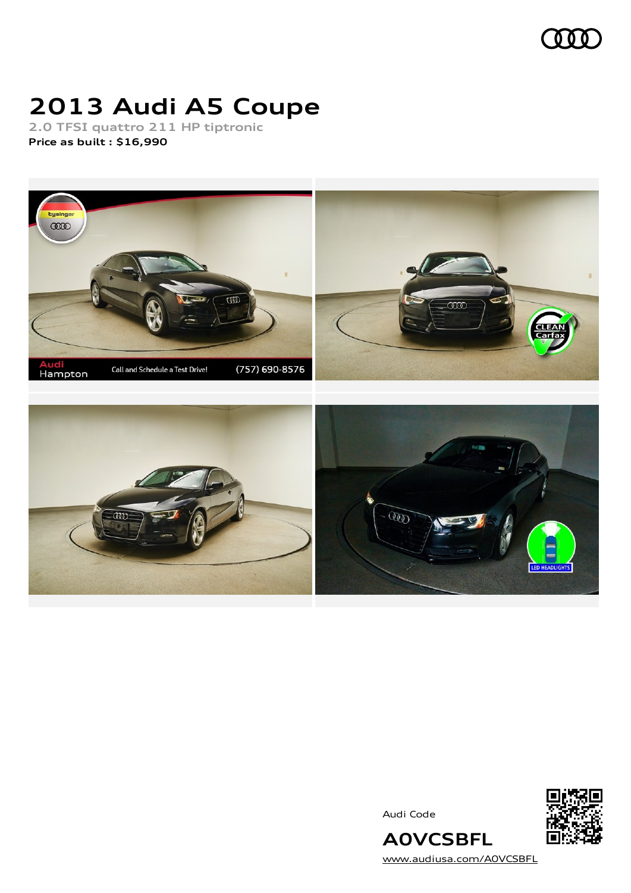# 2013 Audi A5 Coupe

**2.0 TFSI quattro 211 HP tiptronic**

**Price as built : $16,990**

Audi Code

**A0VCSBFL**

www.audiusa.com/A0VCSBFL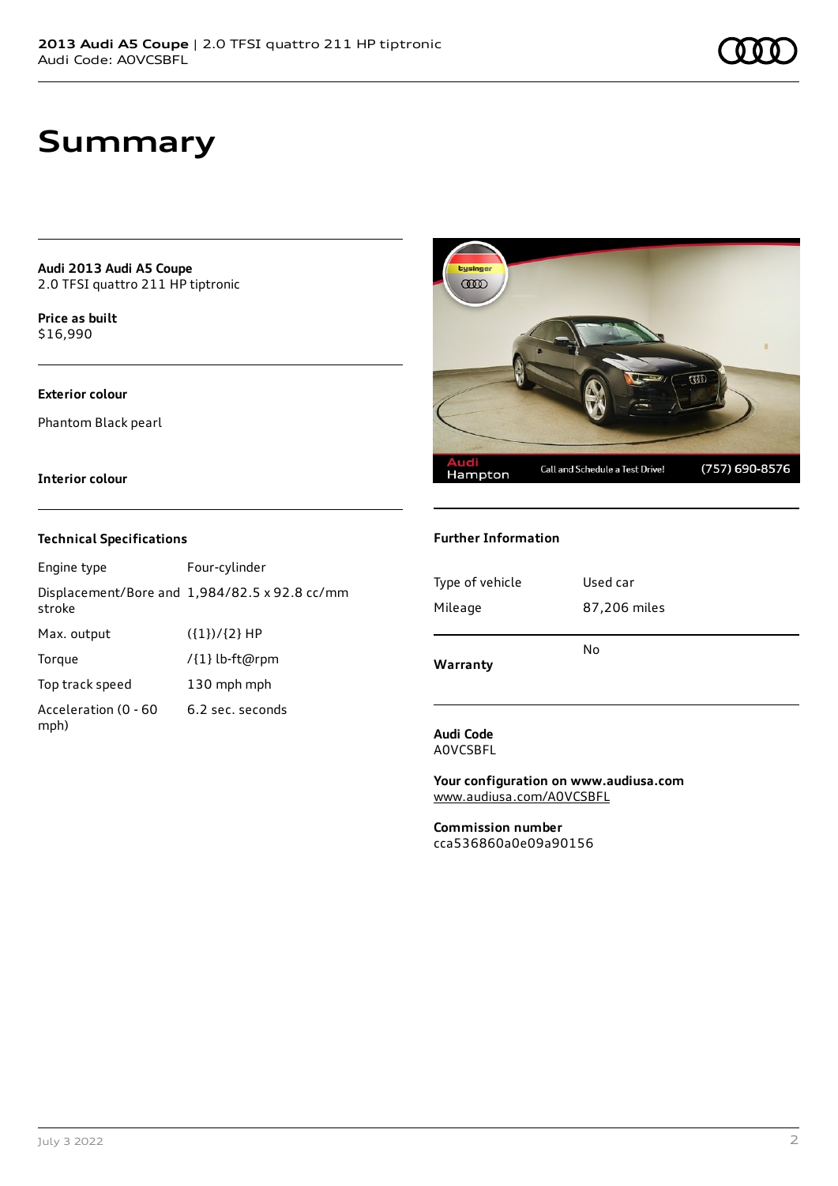# Summary

**Audi 2013 Audi A5 Coupe**
2.0 TFSI quattro 211 HP tiptronic

**Price as built**
$16,990

**Exterior colour**

Phantom Black pearl

**Interior colour**

### Technical Specifications

| | |
|---|---|
| Engine type | Four-cylinder |
| Displacement/Bore and stroke | 1,984/82.5 x 92.8 cc/mm |
| Max. output | ({1})/{2} HP |
| Torque | /{1} lb-ft@rpm |
| Top track speed | 130 mph mph |
| Acceleration (0 - 60 mph) | 6.2 sec. seconds |

### Further Information

| | |
|---|---|
| Type of vehicle | Used car |
| Mileage | 87,206 miles |
| **Warranty** | No |

**Audi Code**
A0VCSBFL

**Your configuration on www.audiusa.com**
www.audiusa.com/A0VCSBFL

**Commission number**
cca536860a0e09a90156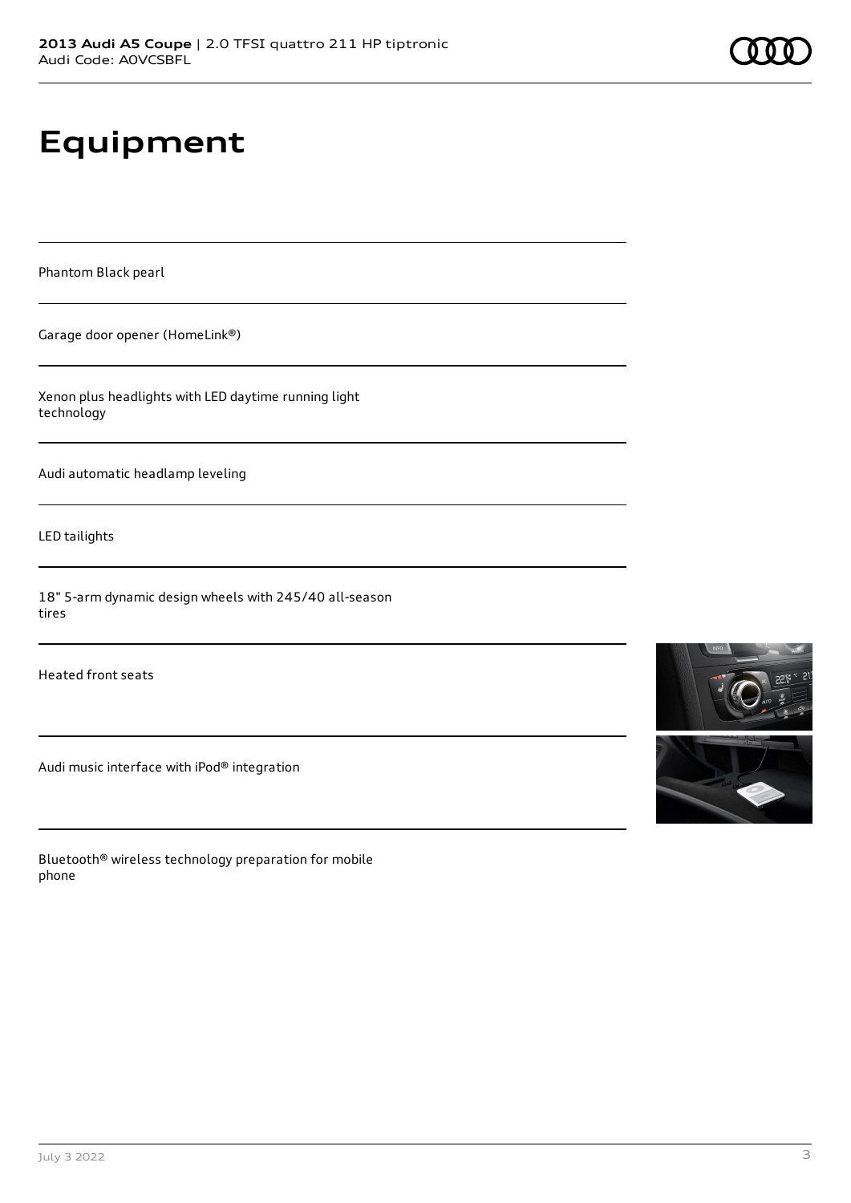# Equipment

Phantom Black pearl

Garage door opener (HomeLink®)

Xenon plus headlights with LED daytime running light technology

Audi automatic headlamp leveling

LED tailights

18" 5-arm dynamic design wheels with 245/40 all-season tires

Heated front seats

Audi music interface with iPod® integration

Bluetooth® wireless technology preparation for mobile phone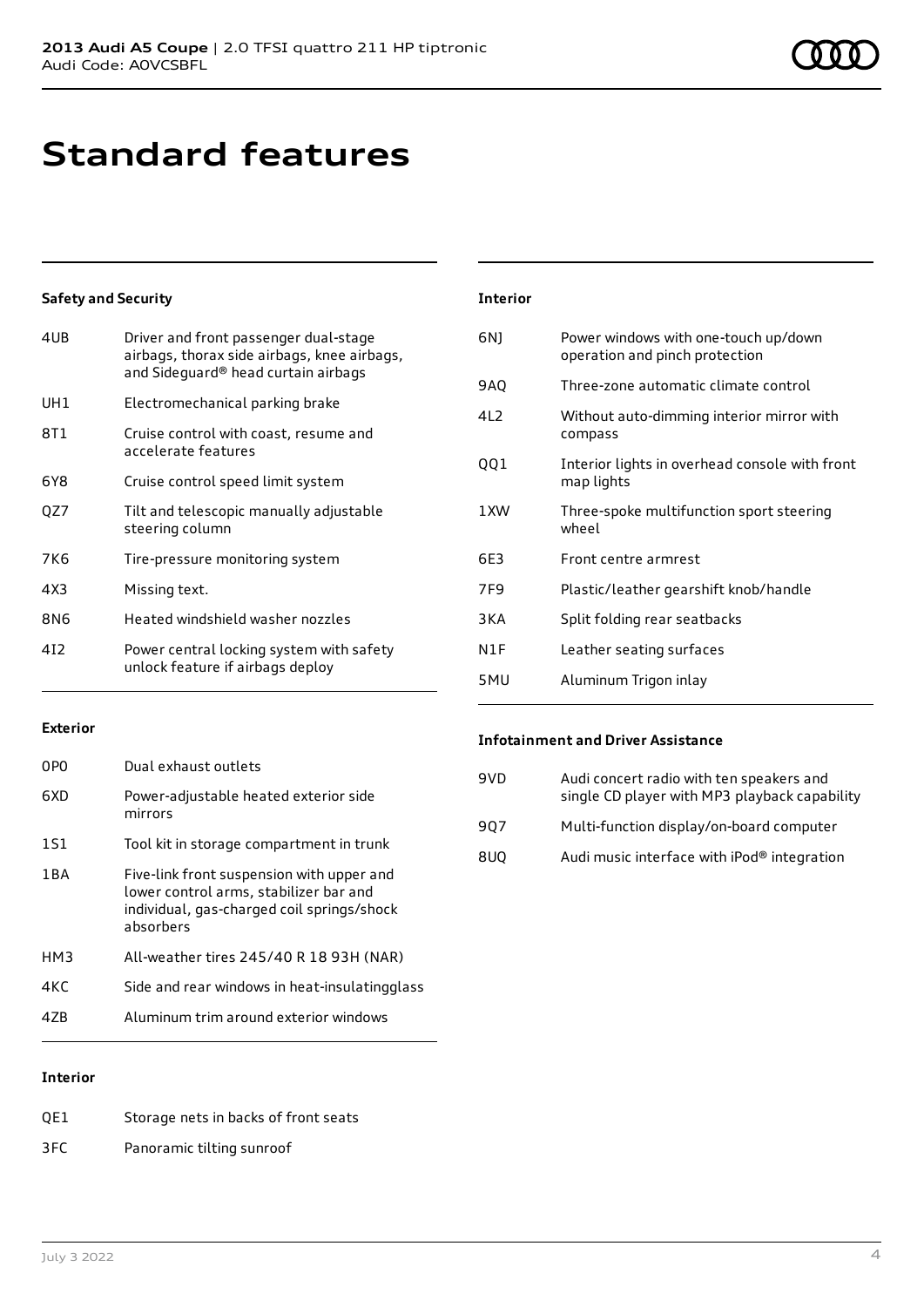# Standard features

### Safety and Security

| | |
|---|---|
| 4UB | Driver and front passenger dual-stage airbags, thorax side airbags, knee airbags, and Sideguard® head curtain airbags |
| UH1 | Electromechanical parking brake |
| 8T1 | Cruise control with coast, resume and accelerate features |
| 6Y8 | Cruise control speed limit system |
| QZ7 | Tilt and telescopic manually adjustable steering column |
| 7K6 | Tire-pressure monitoring system |
| 4X3 | Missing text. |
| 8N6 | Heated windshield washer nozzles |
| 4I2 | Power central locking system with safety unlock feature if airbags deploy |

### Exterior

| | |
|---|---|
| 0P0 | Dual exhaust outlets |
| 6XD | Power-adjustable heated exterior side mirrors |
| 1S1 | Tool kit in storage compartment in trunk |
| 1BA | Five-link front suspension with upper and lower control arms, stabilizer bar and individual, gas-charged coil springs/shock absorbers |
| HM3 | All-weather tires 245/40 R 18 93H (NAR) |
| 4KC | Side and rear windows in heat-insulatingglass |
| 4ZB | Aluminum trim around exterior windows |

### Interior

| | |
|---|---|
| QE1 | Storage nets in backs of front seats |
| 3FC | Panoramic tilting sunroof |
| 6NJ | Power windows with one-touch up/down operation and pinch protection |
| 9AQ | Three-zone automatic climate control |
| 4L2 | Without auto-dimming interior mirror with compass |
| QQ1 | Interior lights in overhead console with front map lights |
| 1XW | Three-spoke multifunction sport steering wheel |
| 6E3 | Front centre armrest |
| 7F9 | Plastic/leather gearshift knob/handle |
| 3KA | Split folding rear seatbacks |
| N1F | Leather seating surfaces |
| 5MU | Aluminum Trigon inlay |

### Infotainment and Driver Assistance

| | |
|---|---|
| 9VD | Audi concert radio with ten speakers and single CD player with MP3 playback capability |
| 9Q7 | Multi-function display/on-board computer |
| 8UQ | Audi music interface with iPod® integration |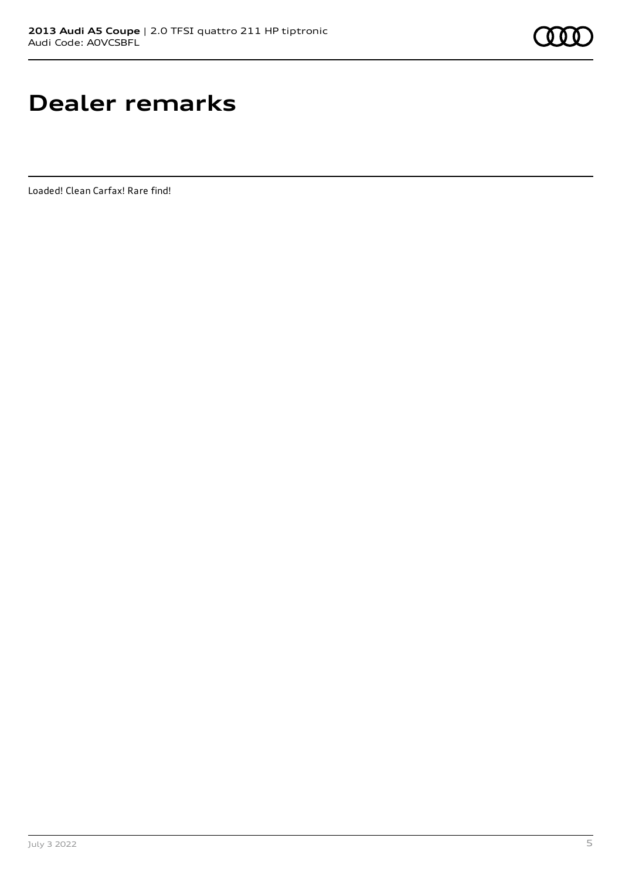# Dealer remarks

Loaded! Clean Carfax! Rare find!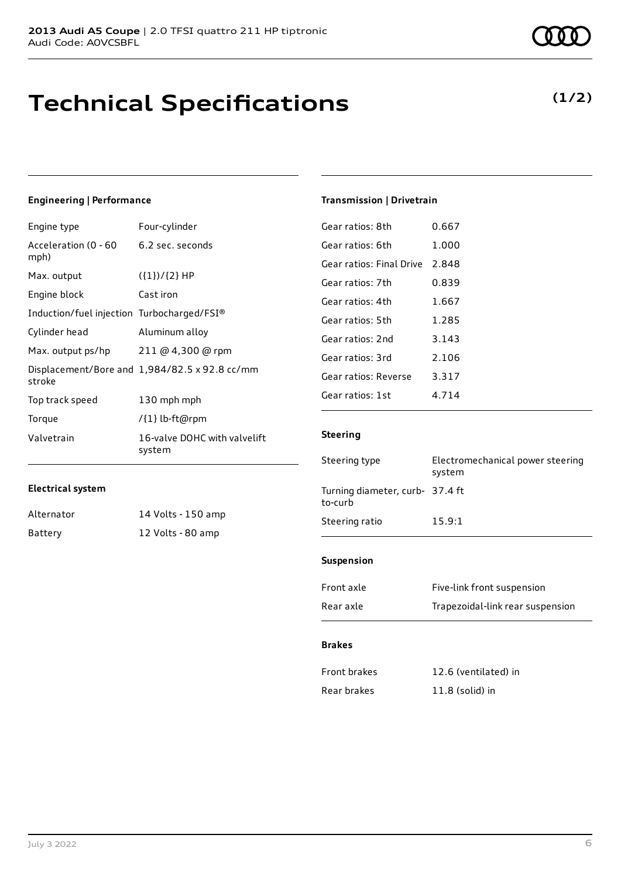**2013 Audi A5 Coupe** | 2.0 TFSI quattro 211 HP tiptronic
Audi Code: A0VCSBFL

# Technical Specifications

**(1/2)**

### Engineering | Performance

| | |
|---|---|
| Engine type | Four-cylinder |
| Acceleration (0 - 60 mph) | 6.2 sec. seconds |
| Max. output | ({1})/{2} HP |
| Engine block | Cast iron |
| Induction/fuel injection | Turbocharged/FSI® |
| Cylinder head | Aluminum alloy |
| Max. output ps/hp | 211 @ 4,300 @ rpm |
| Displacement/Bore and stroke | 1,984/82.5 x 92.8 cc/mm |
| Top track speed | 130 mph mph |
| Torque | /{1} lb-ft@rpm |
| Valvetrain | 16-valve DOHC with valvelift system |

### Electrical system

| | |
|---|---|
| Alternator | 14 Volts - 150 amp |
| Battery | 12 Volts - 80 amp |

### Transmission | Drivetrain

| | |
|---|---|
| Gear ratios: 8th | 0.667 |
| Gear ratios: 6th | 1.000 |
| Gear ratios: Final Drive | 2.848 |
| Gear ratios: 7th | 0.839 |
| Gear ratios: 4th | 1.667 |
| Gear ratios: 5th | 1.285 |
| Gear ratios: 2nd | 3.143 |
| Gear ratios: 3rd | 2.106 |
| Gear ratios: Reverse | 3.317 |
| Gear ratios: 1st | 4.714 |

### Steering

| | |
|---|---|
| Steering type | Electromechanical power steering system |
| Turning diameter, curb-to-curb | 37.4 ft |
| Steering ratio | 15.9:1 |

### Suspension

| | |
|---|---|
| Front axle | Five-link front suspension |
| Rear axle | Trapezoidal-link rear suspension |

### Brakes

| | |
|---|---|
| Front brakes | 12.6 (ventilated) in |
| Rear brakes | 11.8 (solid) in |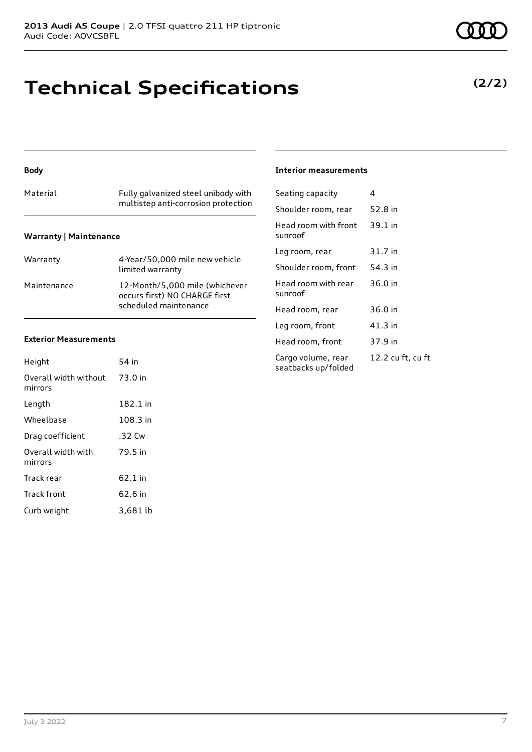# Technical Specifications

**(2/2)**

### Body

| | |
|---|---|
| Material | Fully galvanized steel unibody with multistep anti-corrosion protection |

### Warranty | Maintenance

| | |
|---|---|
| Warranty | 4-Year/50,000 mile new vehicle limited warranty |
| Maintenance | 12-Month/5,000 mile (whichever occurs first) NO CHARGE first scheduled maintenance |

### Exterior Measurements

| | |
|---|---|
| Height | 54 in |
| Overall width without mirrors | 73.0 in |
| Length | 182.1 in |
| Wheelbase | 108.3 in |
| Drag coefficient | .32 Cw |
| Overall width with mirrors | 79.5 in |
| Track rear | 62.1 in |
| Track front | 62.6 in |
| Curb weight | 3,681 lb |

### Interior measurements

| | |
|---|---|
| Seating capacity | 4 |
| Shoulder room, rear | 52.8 in |
| Head room with front sunroof | 39.1 in |
| Leg room, rear | 31.7 in |
| Shoulder room, front | 54.3 in |
| Head room with rear sunroof | 36.0 in |
| Head room, rear | 36.0 in |
| Leg room, front | 41.3 in |
| Head room, front | 37.9 in |
| Cargo volume, rear seatbacks up/folded | 12.2 cu ft, cu ft |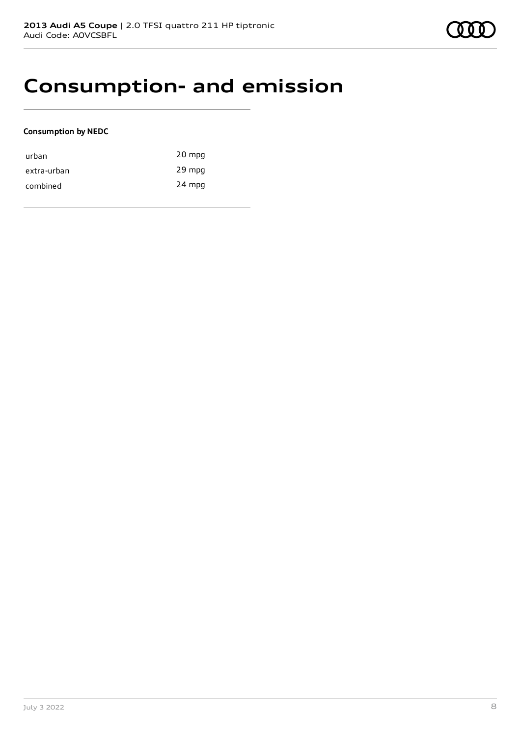# Consumption- and emission

**Consumption by NEDC**

| | |
|---|---|
| urban | 20 mpg |
| extra-urban | 29 mpg |
| combined | 24 mpg |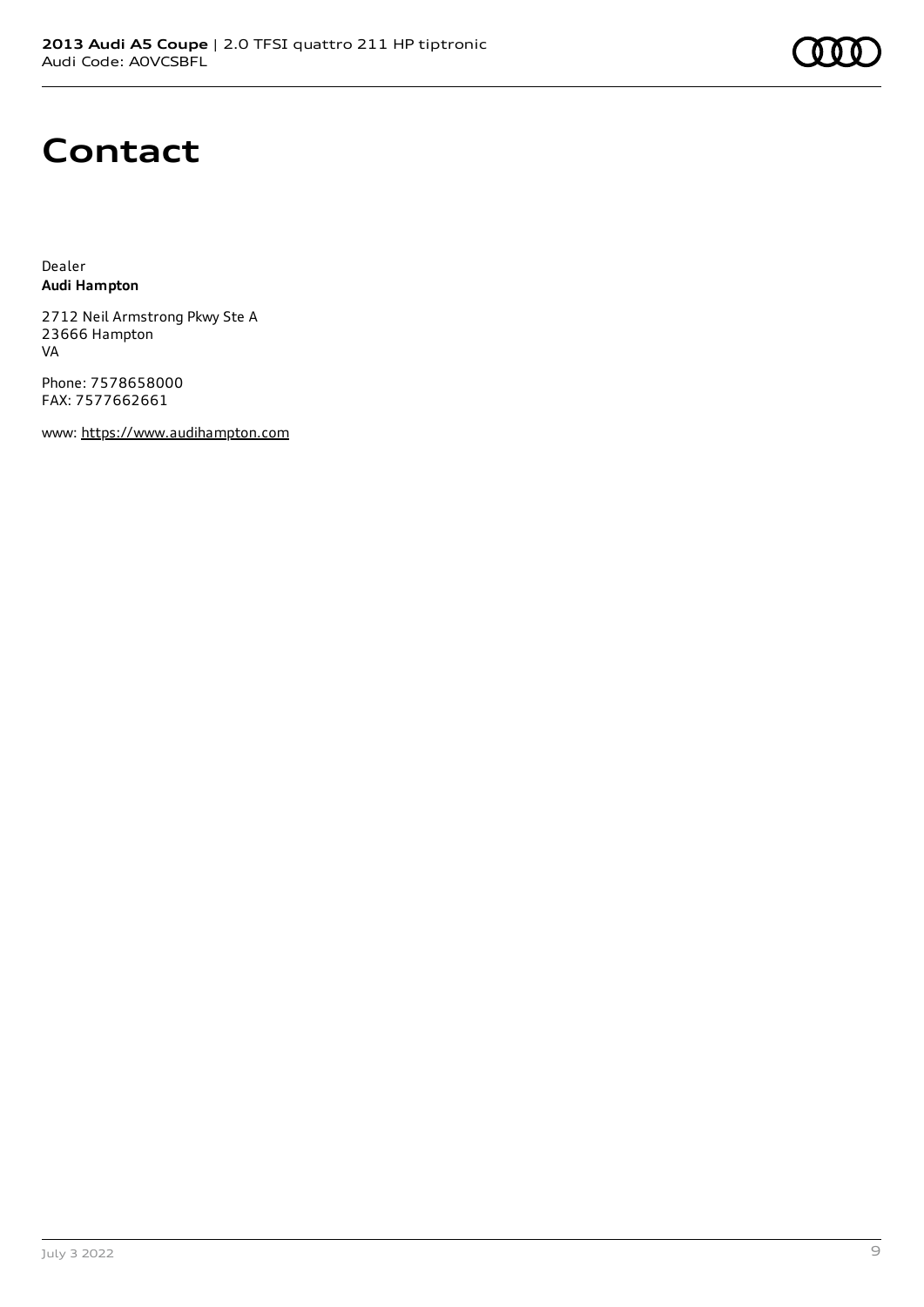# Contact

Dealer
**Audi Hampton**

2712 Neil Armstrong Pkwy Ste A
23666 Hampton
VA

Phone: 7578658000
FAX: 7577662661

www: https://www.audihampton.com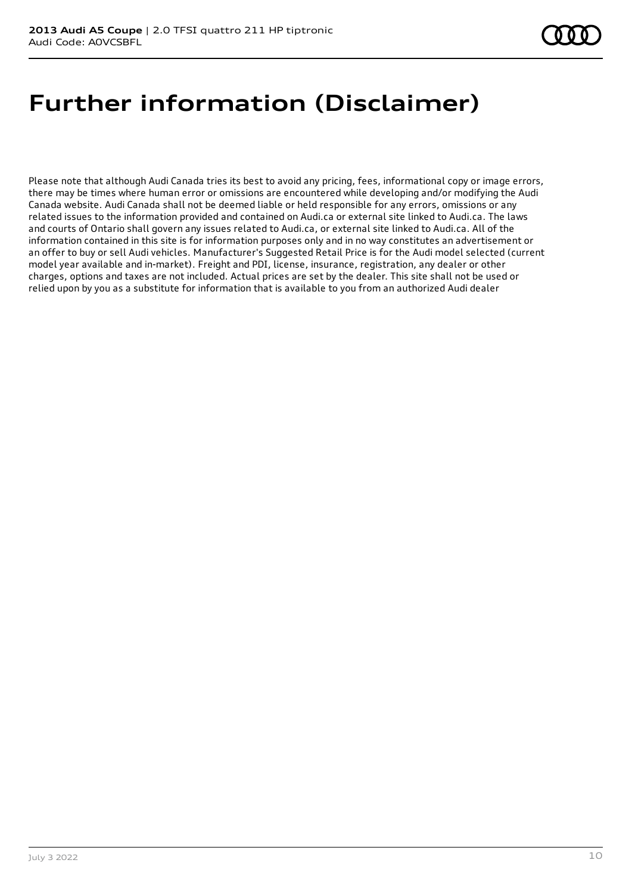# Further information (Disclaimer)

Please note that although Audi Canada tries its best to avoid any pricing, fees, informational copy or image errors, there may be times where human error or omissions are encountered while developing and/or modifying the Audi Canada website. Audi Canada shall not be deemed liable or held responsible for any errors, omissions or any related issues to the information provided and contained on Audi.ca or external site linked to Audi.ca. The laws and courts of Ontario shall govern any issues related to Audi.ca, or external site linked to Audi.ca. All of the information contained in this site is for information purposes only and in no way constitutes an advertisement or an offer to buy or sell Audi vehicles. Manufacturer's Suggested Retail Price is for the Audi model selected (current model year available and in-market). Freight and PDI, license, insurance, registration, any dealer or other charges, options and taxes are not included. Actual prices are set by the dealer. This site shall not be used or relied upon by you as a substitute for information that is available to you from an authorized Audi dealer